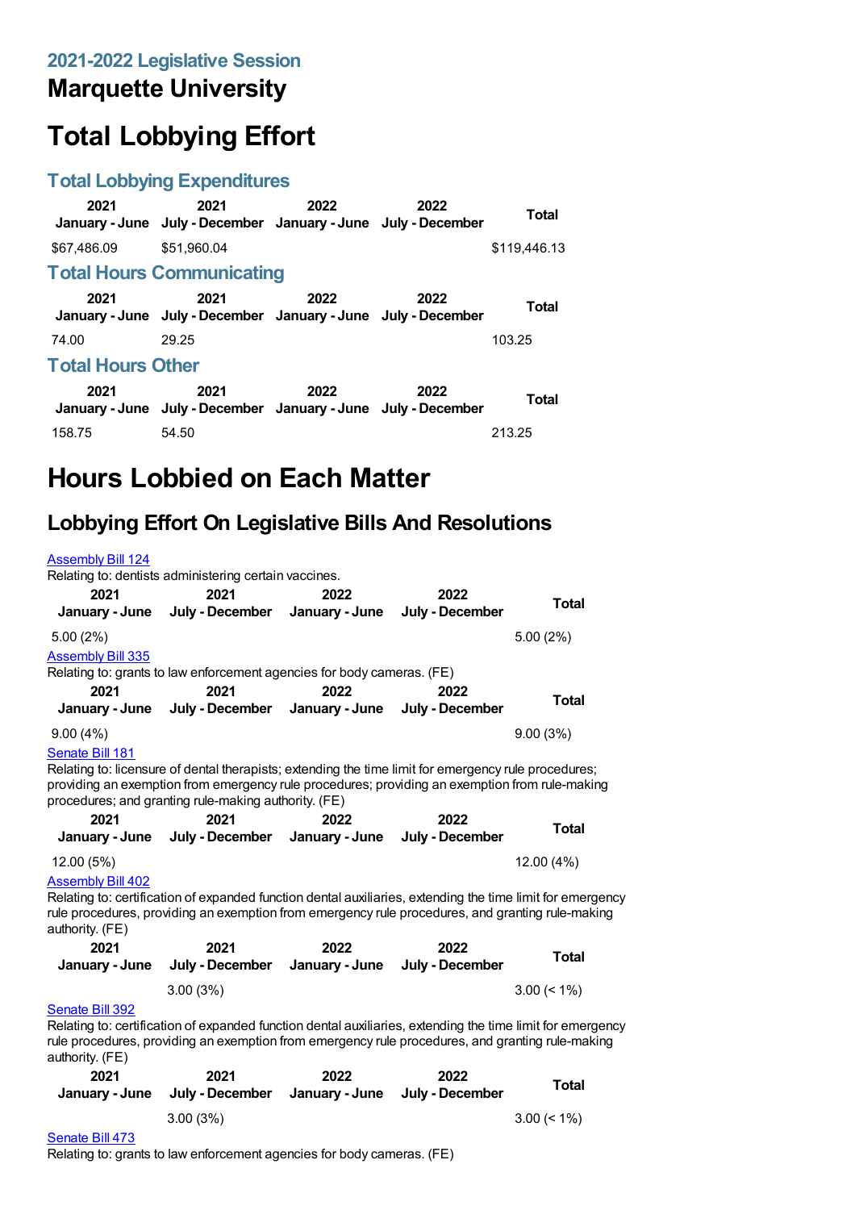## 2021-2022 Legislative Session

# Marquette University

# Total Lobbying Effort

### Total Lobbying Expenditures

| 2021 January - June | 2021 July - December | 2022 January - June | 2022 July - December | Total |
|---|---|---|---|---|
| $67,486.09 | $51,960.04 | | | $119,446.13 |

### Total Hours Communicating

| 2021 January - June | 2021 July - December | 2022 January - June | 2022 July - December | Total |
|---|---|---|---|---|
| 74.00 | 29.25 | | | 103.25 |

### Total Hours Other

| 2021 January - June | 2021 July - December | 2022 January - June | 2022 July - December | Total |
|---|---|---|---|---|
| 158.75 | 54.50 | | | 213.25 |

# Hours Lobbied on Each Matter

## Lobbying Effort On Legislative Bills And Resolutions

[Assembly Bill 124](#)
Relating to: dentists administering certain vaccines.

| 2021 January - June | 2021 July - December | 2022 January - June | 2022 July - December | Total |
|---|---|---|---|---|
| 5.00 (2%) | | | | 5.00 (2%) |

[Assembly Bill 335](#)
Relating to: grants to law enforcement agencies for body cameras. (FE)

| 2021 January - June | 2021 July - December | 2022 January - June | 2022 July - December | Total |
|---|---|---|---|---|
| 9.00 (4%) | | | | 9.00 (3%) |

[Senate Bill 181](#)
Relating to: licensure of dental therapists; extending the time limit for emergency rule procedures; providing an exemption from emergency rule procedures; providing an exemption from rule-making procedures; and granting rule-making authority. (FE)

| 2021 January - June | 2021 July - December | 2022 January - June | 2022 July - December | Total |
|---|---|---|---|---|
| 12.00 (5%) | | | | 12.00 (4%) |

[Assembly Bill 402](#)
Relating to: certification of expanded function dental auxiliaries, extending the time limit for emergency rule procedures, providing an exemption from emergency rule procedures, and granting rule-making authority. (FE)

| 2021 January - June | 2021 July - December | 2022 January - June | 2022 July - December | Total |
|---|---|---|---|---|
| | 3.00 (3%) | | | 3.00 (< 1%) |

[Senate Bill 392](#)
Relating to: certification of expanded function dental auxiliaries, extending the time limit for emergency rule procedures, providing an exemption from emergency rule procedures, and granting rule-making authority. (FE)

| 2021 January - June | 2021 July - December | 2022 January - June | 2022 July - December | Total |
|---|---|---|---|---|
| | 3.00 (3%) | | | 3.00 (< 1%) |

[Senate Bill 473](#)
Relating to: grants to law enforcement agencies for body cameras. (FE)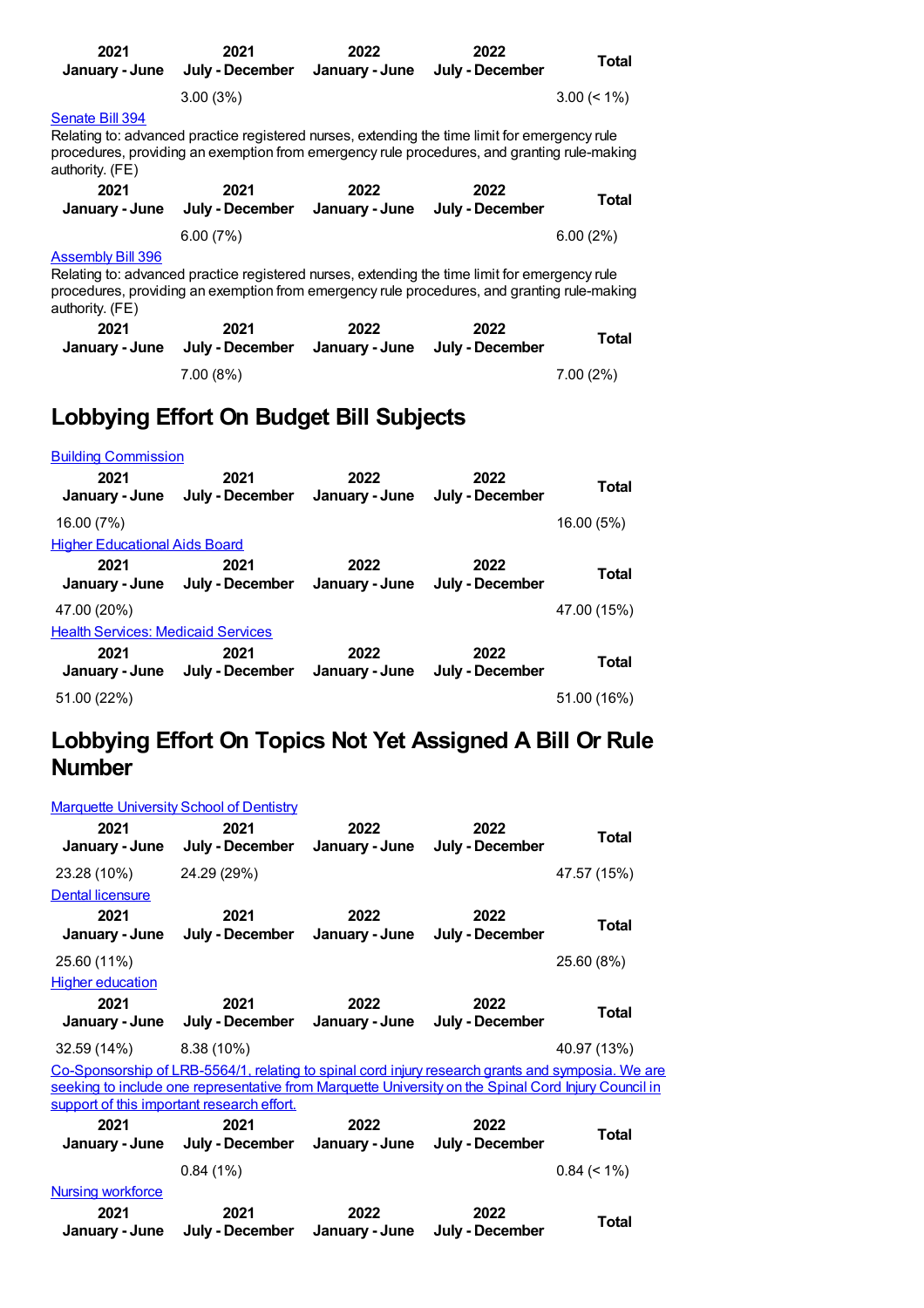| 2021 January - June | 2021 July - December | 2022 January - June | 2022 July - December | Total |
|---|---|---|---|---|
| | 3.00 (3%) | | | 3.00 (< 1%) |

Senate Bill 394

Relating to: advanced practice registered nurses, extending the time limit for emergency rule procedures, providing an exemption from emergency rule procedures, and granting rule-making authority. (FE)

| 2021 January - June | 2021 July - December | 2022 January - June | 2022 July - December | Total |
|---|---|---|---|---|
| | 6.00 (7%) | | | 6.00 (2%) |

Assembly Bill 396

Relating to: advanced practice registered nurses, extending the time limit for emergency rule procedures, providing an exemption from emergency rule procedures, and granting rule-making authority. (FE)

| 2021 January - June | 2021 July - December | 2022 January - June | 2022 July - December | Total |
|---|---|---|---|---|
| | 7.00 (8%) | | | 7.00 (2%) |

## Lobbying Effort On Budget Bill Subjects

Building Commission

| 2021 January - June | 2021 July - December | 2022 January - June | 2022 July - December | Total |
|---|---|---|---|---|
| 16.00 (7%) | | | | 16.00 (5%) |

Higher Educational Aids Board

| 2021 January - June | 2021 July - December | 2022 January - June | 2022 July - December | Total |
|---|---|---|---|---|
| 47.00 (20%) | | | | 47.00 (15%) |

Health Services: Medicaid Services

| 2021 January - June | 2021 July - December | 2022 January - June | 2022 July - December | Total |
|---|---|---|---|---|
| 51.00 (22%) | | | | 51.00 (16%) |

## Lobbying Effort On Topics Not Yet Assigned A Bill Or Rule Number

Marquette University School of Dentistry

| 2021 January - June | 2021 July - December | 2022 January - June | 2022 July - December | Total |
|---|---|---|---|---|
| 23.28 (10%) | 24.29 (29%) | | | 47.57 (15%) |

Dental licensure

| 2021 January - June | 2021 July - December | 2022 January - June | 2022 July - December | Total |
|---|---|---|---|---|
| 25.60 (11%) | | | | 25.60 (8%) |

Higher education

| 2021 January - June | 2021 July - December | 2022 January - June | 2022 July - December | Total |
|---|---|---|---|---|
| 32.59 (14%) | 8.38 (10%) | | | 40.97 (13%) |

Co-Sponsorship of LRB-5564/1, relating to spinal cord injury research grants and symposia. We are seeking to include one representative from Marquette University on the Spinal Cord Injury Council in support of this important research effort.

| 2021 January - June | 2021 July - December | 2022 January - June | 2022 July - December | Total |
|---|---|---|---|---|
| | 0.84 (1%) | | | 0.84 (< 1%) |

Nursing workforce

| 2021 January - June | 2021 July - December | 2022 January - June | 2022 July - December | Total |
|---|---|---|---|---|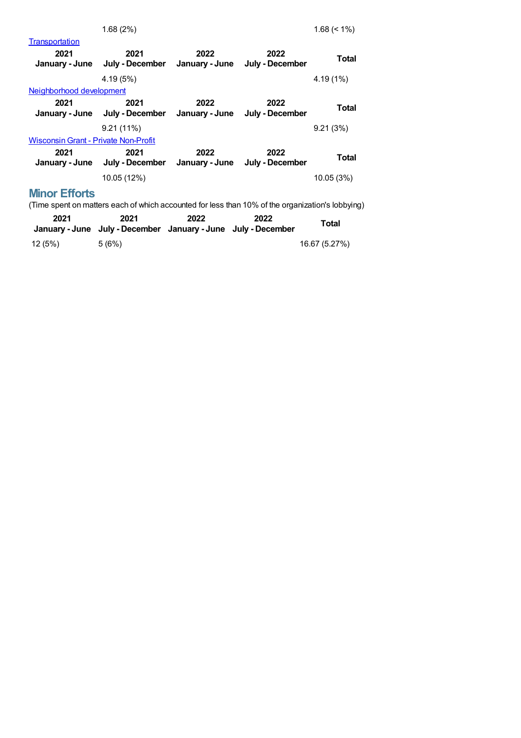| 2021 January - June | 2021 July - December | 2022 January - June | 2022 July - December | Total |
|---|---|---|---|---|
| | 1.68 (2%) | | | 1.68 (< 1%) |

Transportation

| 2021 January - June | 2021 July - December | 2022 January - June | 2022 July - December | Total |
|---|---|---|---|---|
| | 4.19 (5%) | | | 4.19 (1%) |

Neighborhood development

| 2021 January - June | 2021 July - December | 2022 January - June | 2022 July - December | Total |
|---|---|---|---|---|
| | 9.21 (11%) | | | 9.21 (3%) |

Wisconsin Grant - Private Non-Profit

| 2021 January - June | 2021 July - December | 2022 January - June | 2022 July - December | Total |
|---|---|---|---|---|
| | 10.05 (12%) | | | 10.05 (3%) |

## Minor Efforts

(Time spent on matters each of which accounted for less than 10% of the organization's lobbying)

| 2021 January - June | 2021 July - December | 2022 January - June | 2022 July - December | Total |
|---|---|---|---|---|
| 12 (5%) | 5 (6%) | | | 16.67 (5.27%) |